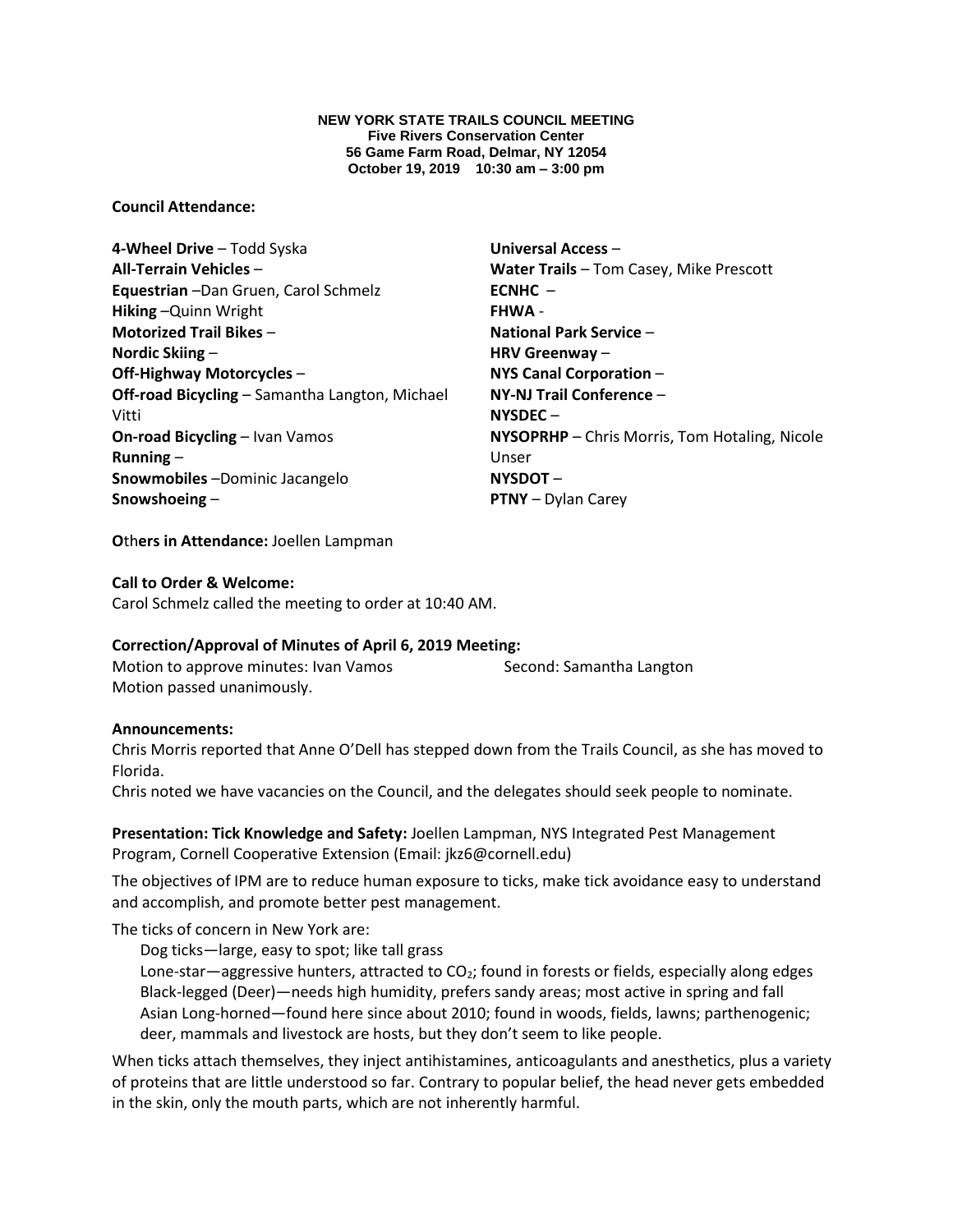**NEW YORK STATE TRAILS COUNCIL MEETING**
**Five Rivers Conservation Center**
**56 Game Farm Road, Delmar, NY 12054**
**October 19, 2019 10:30 am – 3:00 pm**

**Council Attendance:**

**4-Wheel Drive** – Todd Syska
**All-Terrain Vehicles** –
**Equestrian** –Dan Gruen, Carol Schmelz
**Hiking** –Quinn Wright
**Motorized Trail Bikes** –
**Nordic Skiing** –
**Off-Highway Motorcycles** –
**Off-road Bicycling** – Samantha Langton, Michael Vitti
**On-road Bicycling** – Ivan Vamos
**Running** –
**Snowmobiles** –Dominic Jacangelo
**Snowshoeing** –
**Universal Access** –
**Water Trails** – Tom Casey, Mike Prescott
**ECNHC** –
**FHWA** -
**National Park Service** –
**HRV Greenway** –
**NYS Canal Corporation** –
**NY-NJ Trail Conference** –
**NYSDEC** –
**NYSOPRHP** – Chris Morris, Tom Hotaling, Nicole Unser
**NYSDOT** –
**PTNY** – Dylan Carey

**O**thers in Attendance: Joellen Lampman

**Call to Order & Welcome:**
Carol Schmelz called the meeting to order at 10:40 AM.

**Correction/Approval of Minutes of April 6, 2019 Meeting:**
Motion to approve minutes: Ivan Vamos Second: Samantha Langton
Motion passed unanimously.

**Announcements:**
Chris Morris reported that Anne O'Dell has stepped down from the Trails Council, as she has moved to Florida.
Chris noted we have vacancies on the Council, and the delegates should seek people to nominate.

**Presentation: Tick Knowledge and Safety:** Joellen Lampman, NYS Integrated Pest Management Program, Cornell Cooperative Extension (Email: jkz6@cornell.edu)

The objectives of IPM are to reduce human exposure to ticks, make tick avoidance easy to understand and accomplish, and promote better pest management.

The ticks of concern in New York are:

Dog ticks—large, easy to spot; like tall grass
Lone-star—aggressive hunters, attracted to $CO_2$; found in forests or fields, especially along edges
Black-legged (Deer)—needs high humidity, prefers sandy areas; most active in spring and fall
Asian Long-horned—found here since about 2010; found in woods, fields, lawns; parthenogenic; deer, mammals and livestock are hosts, but they don't seem to like people.

When ticks attach themselves, they inject antihistamines, anticoagulants and anesthetics, plus a variety of proteins that are little understood so far. Contrary to popular belief, the head never gets embedded in the skin, only the mouth parts, which are not inherently harmful.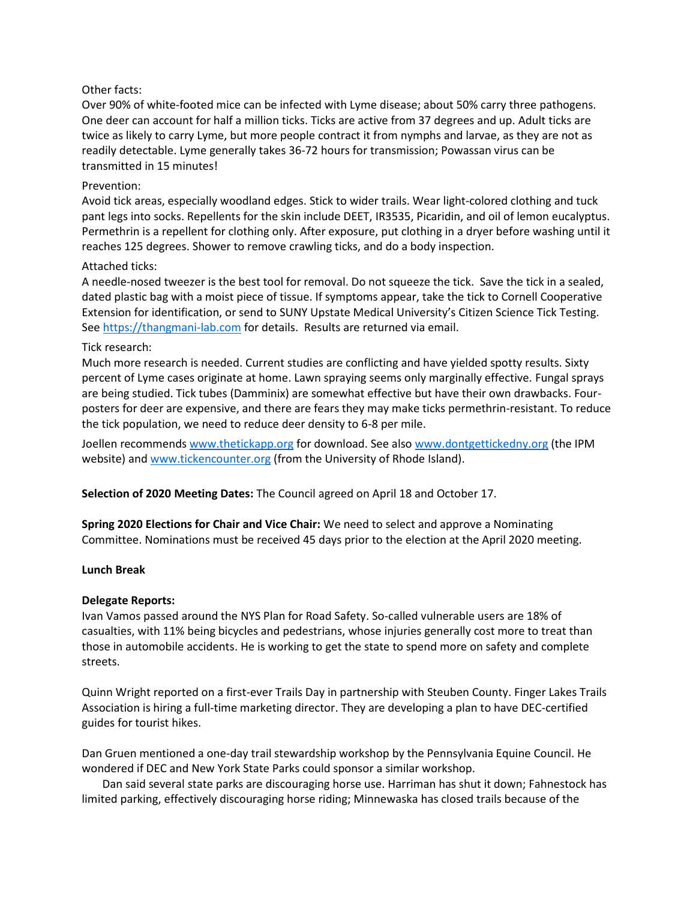Other facts:
Over 90% of white-footed mice can be infected with Lyme disease; about 50% carry three pathogens. One deer can account for half a million ticks. Ticks are active from 37 degrees and up. Adult ticks are twice as likely to carry Lyme, but more people contract it from nymphs and larvae, as they are not as readily detectable. Lyme generally takes 36-72 hours for transmission; Powassan virus can be transmitted in 15 minutes!

Prevention:
Avoid tick areas, especially woodland edges. Stick to wider trails. Wear light-colored clothing and tuck pant legs into socks. Repellents for the skin include DEET, IR3535, Picaridin, and oil of lemon eucalyptus. Permethrin is a repellent for clothing only. After exposure, put clothing in a dryer before washing until it reaches 125 degrees. Shower to remove crawling ticks, and do a body inspection.

Attached ticks:
A needle-nosed tweezer is the best tool for removal. Do not squeeze the tick. Save the tick in a sealed, dated plastic bag with a moist piece of tissue. If symptoms appear, take the tick to Cornell Cooperative Extension for identification, or send to SUNY Upstate Medical University's Citizen Science Tick Testing. See https://thangmani-lab.com for details. Results are returned via email.

Tick research:
Much more research is needed. Current studies are conflicting and have yielded spotty results. Sixty percent of Lyme cases originate at home. Lawn spraying seems only marginally effective. Fungal sprays are being studied. Tick tubes (Damminix) are somewhat effective but have their own drawbacks. Four-posters for deer are expensive, and there are fears they may make ticks permethrin-resistant. To reduce the tick population, we need to reduce deer density to 6-8 per mile.

Joellen recommends www.thetickapp.org for download. See also www.dontgettickedny.org (the IPM website) and www.tickencounter.org (from the University of Rhode Island).

**Selection of 2020 Meeting Dates:** The Council agreed on April 18 and October 17.

**Spring 2020 Elections for Chair and Vice Chair:** We need to select and approve a Nominating Committee. Nominations must be received 45 days prior to the election at the April 2020 meeting.

**Lunch Break**

**Delegate Reports:**
Ivan Vamos passed around the NYS Plan for Road Safety. So-called vulnerable users are 18% of casualties, with 11% being bicycles and pedestrians, whose injuries generally cost more to treat than those in automobile accidents. He is working to get the state to spend more on safety and complete streets.

Quinn Wright reported on a first-ever Trails Day in partnership with Steuben County. Finger Lakes Trails Association is hiring a full-time marketing director. They are developing a plan to have DEC-certified guides for tourist hikes.

Dan Gruen mentioned a one-day trail stewardship workshop by the Pennsylvania Equine Council. He wondered if DEC and New York State Parks could sponsor a similar workshop.

Dan said several state parks are discouraging horse use. Harriman has shut it down; Fahnestock has limited parking, effectively discouraging horse riding; Minnewaska has closed trails because of the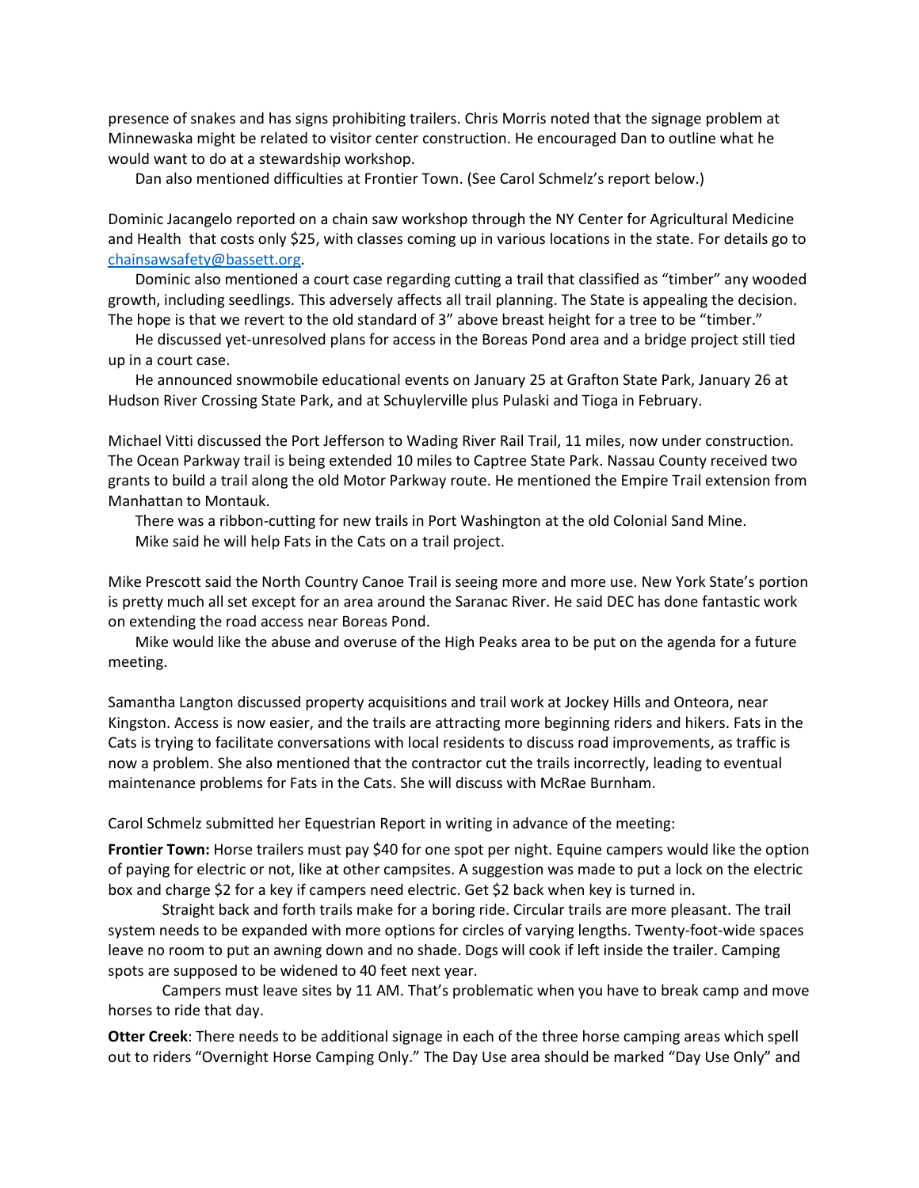presence of snakes and has signs prohibiting trailers. Chris Morris noted that the signage problem at Minnewaska might be related to visitor center construction. He encouraged Dan to outline what he would want to do at a stewardship workshop.

Dan also mentioned difficulties at Frontier Town. (See Carol Schmelz's report below.)

Dominic Jacangelo reported on a chain saw workshop through the NY Center for Agricultural Medicine and Health that costs only $25, with classes coming up in various locations in the state. For details go to [chainsawsafety@bassett.org](mailto:chainsawsafety@bassett.org).

Dominic also mentioned a court case regarding cutting a trail that classified as "timber" any wooded growth, including seedlings. This adversely affects all trail planning. The State is appealing the decision. The hope is that we revert to the old standard of 3" above breast height for a tree to be "timber."

He discussed yet-unresolved plans for access in the Boreas Pond area and a bridge project still tied up in a court case.

He announced snowmobile educational events on January 25 at Grafton State Park, January 26 at Hudson River Crossing State Park, and at Schuylerville plus Pulaski and Tioga in February.

Michael Vitti discussed the Port Jefferson to Wading River Rail Trail, 11 miles, now under construction. The Ocean Parkway trail is being extended 10 miles to Captree State Park. Nassau County received two grants to build a trail along the old Motor Parkway route. He mentioned the Empire Trail extension from Manhattan to Montauk.

There was a ribbon-cutting for new trails in Port Washington at the old Colonial Sand Mine.

Mike said he will help Fats in the Cats on a trail project.

Mike Prescott said the North Country Canoe Trail is seeing more and more use. New York State's portion is pretty much all set except for an area around the Saranac River. He said DEC has done fantastic work on extending the road access near Boreas Pond.

Mike would like the abuse and overuse of the High Peaks area to be put on the agenda for a future meeting.

Samantha Langton discussed property acquisitions and trail work at Jockey Hills and Onteora, near Kingston. Access is now easier, and the trails are attracting more beginning riders and hikers. Fats in the Cats is trying to facilitate conversations with local residents to discuss road improvements, as traffic is now a problem. She also mentioned that the contractor cut the trails incorrectly, leading to eventual maintenance problems for Fats in the Cats. She will discuss with McRae Burnham.

Carol Schmelz submitted her Equestrian Report in writing in advance of the meeting:

**Frontier Town:** Horse trailers must pay $40 for one spot per night. Equine campers would like the option of paying for electric or not, like at other campsites. A suggestion was made to put a lock on the electric box and charge $2 for a key if campers need electric. Get $2 back when key is turned in.

Straight back and forth trails make for a boring ride. Circular trails are more pleasant. The trail system needs to be expanded with more options for circles of varying lengths. Twenty-foot-wide spaces leave no room to put an awning down and no shade. Dogs will cook if left inside the trailer. Camping spots are supposed to be widened to 40 feet next year.

Campers must leave sites by 11 AM. That's problematic when you have to break camp and move horses to ride that day.

**Otter Creek**: There needs to be additional signage in each of the three horse camping areas which spell out to riders "Overnight Horse Camping Only." The Day Use area should be marked "Day Use Only" and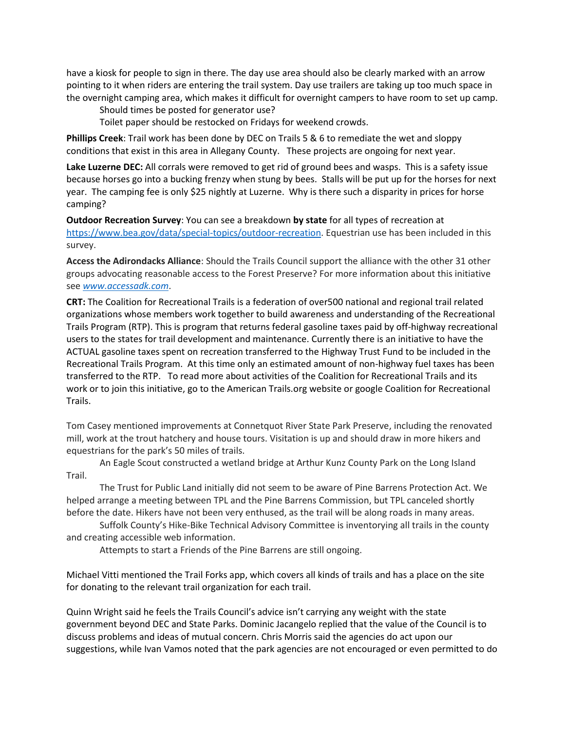have a kiosk for people to sign in there. The day use area should also be clearly marked with an arrow pointing to it when riders are entering the trail system. Day use trailers are taking up too much space in the overnight camping area, which makes it difficult for overnight campers to have room to set up camp.

Should times be posted for generator use?

Toilet paper should be restocked on Fridays for weekend crowds.

**Phillips Creek**: Trail work has been done by DEC on Trails 5 & 6 to remediate the wet and sloppy conditions that exist in this area in Allegany County. These projects are ongoing for next year.

**Lake Luzerne DEC:** All corrals were removed to get rid of ground bees and wasps. This is a safety issue because horses go into a bucking frenzy when stung by bees. Stalls will be put up for the horses for next year. The camping fee is only $25 nightly at Luzerne. Why is there such a disparity in prices for horse camping?

**Outdoor Recreation Survey**: You can see a breakdown **by state** for all types of recreation at https://www.bea.gov/data/special-topics/outdoor-recreation. Equestrian use has been included in this survey.

**Access the Adirondacks Alliance**: Should the Trails Council support the alliance with the other 31 other groups advocating reasonable access to the Forest Preserve? For more information about this initiative see *www.accessadk.com*.

**CRT:** The Coalition for Recreational Trails is a federation of over500 national and regional trail related organizations whose members work together to build awareness and understanding of the Recreational Trails Program (RTP). This is program that returns federal gasoline taxes paid by off-highway recreational users to the states for trail development and maintenance. Currently there is an initiative to have the ACTUAL gasoline taxes spent on recreation transferred to the Highway Trust Fund to be included in the Recreational Trails Program. At this time only an estimated amount of non-highway fuel taxes has been transferred to the RTP. To read more about activities of the Coalition for Recreational Trails and its work or to join this initiative, go to the American Trails.org website or google Coalition for Recreational Trails.

Tom Casey mentioned improvements at Connetquot River State Park Preserve, including the renovated mill, work at the trout hatchery and house tours. Visitation is up and should draw in more hikers and equestrians for the park's 50 miles of trails.

An Eagle Scout constructed a wetland bridge at Arthur Kunz County Park on the Long Island Trail.

The Trust for Public Land initially did not seem to be aware of Pine Barrens Protection Act. We helped arrange a meeting between TPL and the Pine Barrens Commission, but TPL canceled shortly before the date. Hikers have not been very enthused, as the trail will be along roads in many areas.

Suffolk County's Hike-Bike Technical Advisory Committee is inventorying all trails in the county and creating accessible web information.

Attempts to start a Friends of the Pine Barrens are still ongoing.

Michael Vitti mentioned the Trail Forks app, which covers all kinds of trails and has a place on the site for donating to the relevant trail organization for each trail.

Quinn Wright said he feels the Trails Council's advice isn't carrying any weight with the state government beyond DEC and State Parks. Dominic Jacangelo replied that the value of the Council is to discuss problems and ideas of mutual concern. Chris Morris said the agencies do act upon our suggestions, while Ivan Vamos noted that the park agencies are not encouraged or even permitted to do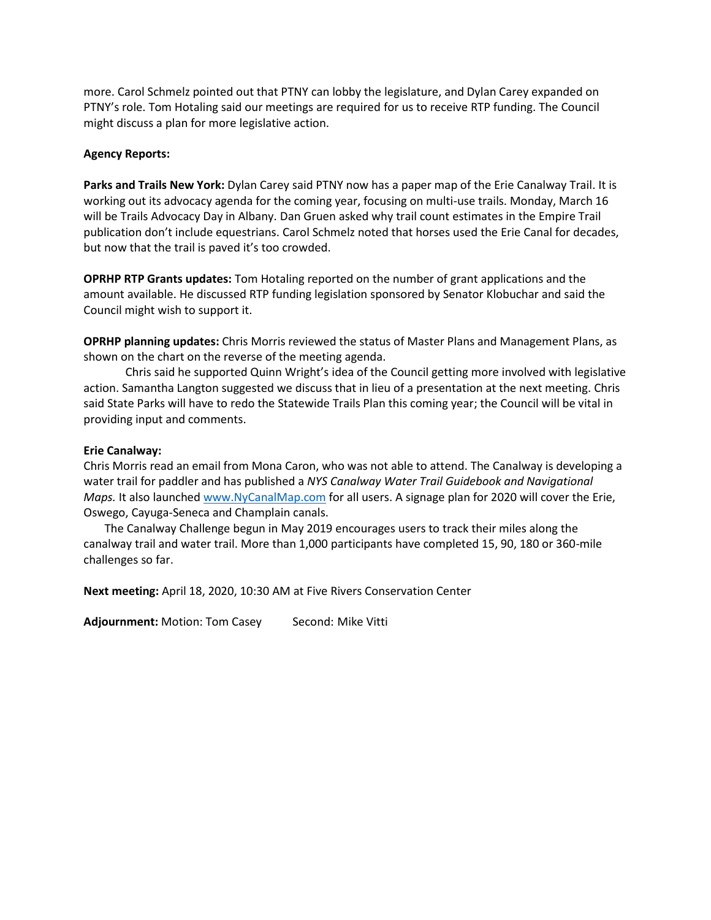more. Carol Schmelz pointed out that PTNY can lobby the legislature, and Dylan Carey expanded on PTNY's role. Tom Hotaling said our meetings are required for us to receive RTP funding. The Council might discuss a plan for more legislative action.

**Agency Reports:**

**Parks and Trails New York:** Dylan Carey said PTNY now has a paper map of the Erie Canalway Trail. It is working out its advocacy agenda for the coming year, focusing on multi-use trails. Monday, March 16 will be Trails Advocacy Day in Albany. Dan Gruen asked why trail count estimates in the Empire Trail publication don't include equestrians. Carol Schmelz noted that horses used the Erie Canal for decades, but now that the trail is paved it's too crowded.

**OPRHP RTP Grants updates:** Tom Hotaling reported on the number of grant applications and the amount available. He discussed RTP funding legislation sponsored by Senator Klobuchar and said the Council might wish to support it.

**OPRHP planning updates:** Chris Morris reviewed the status of Master Plans and Management Plans, as shown on the chart on the reverse of the meeting agenda.

Chris said he supported Quinn Wright's idea of the Council getting more involved with legislative action. Samantha Langton suggested we discuss that in lieu of a presentation at the next meeting. Chris said State Parks will have to redo the Statewide Trails Plan this coming year; the Council will be vital in providing input and comments.

**Erie Canalway:**
Chris Morris read an email from Mona Caron, who was not able to attend. The Canalway is developing a water trail for paddler and has published a *NYS Canalway Water Trail Guidebook and Navigational Maps.* It also launched www.NyCanalMap.com for all users. A signage plan for 2020 will cover the Erie, Oswego, Cayuga-Seneca and Champlain canals.

The Canalway Challenge begun in May 2019 encourages users to track their miles along the canalway trail and water trail. More than 1,000 participants have completed 15, 90, 180 or 360-mile challenges so far.

**Next meeting:** April 18, 2020, 10:30 AM at Five Rivers Conservation Center

**Adjournment:** Motion: Tom Casey Second: Mike Vitti